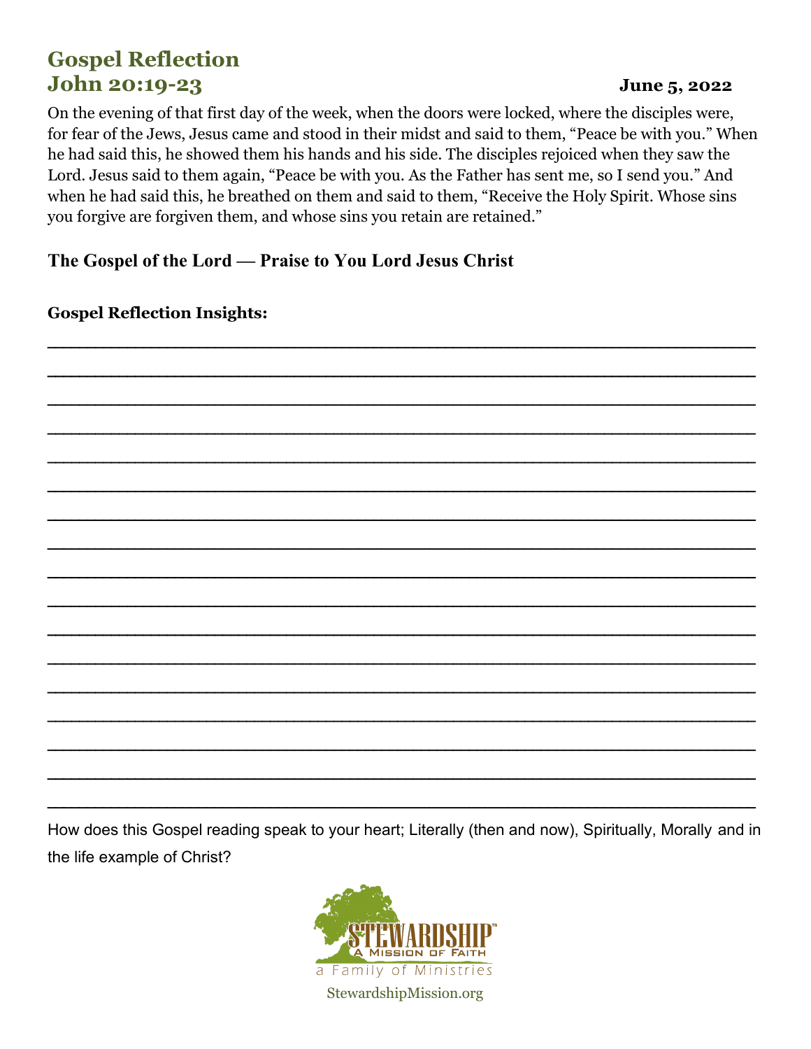# Gospel Reflection
## John 20:19-23

**June 5, 2022**

On the evening of that first day of the week, when the doors were locked, where the disciples were, for fear of the Jews, Jesus came and stood in their midst and said to them, "Peace be with you." When he had said this, he showed them his hands and his side. The disciples rejoiced when they saw the Lord. Jesus said to them again, "Peace be with you. As the Father has sent me, so I send you." And when he had said this, he breathed on them and said to them, "Receive the Holy Spirit. Whose sins you forgive are forgiven them, and whose sins you retain are retained."

**The Gospel of the Lord — Praise to You Lord Jesus Christ**

**Gospel Reflection Insights:**

_______________________________________________________________________________

_______________________________________________________________________________

_______________________________________________________________________________

_______________________________________________________________________________

_______________________________________________________________________________

_______________________________________________________________________________

_______________________________________________________________________________

_______________________________________________________________________________

_______________________________________________________________________________

_______________________________________________________________________________

_______________________________________________________________________________

_______________________________________________________________________________

_______________________________________________________________________________

_______________________________________________________________________________

_______________________________________________________________________________

_______________________________________________________________________________

_______________________________________________________________________________

How does this Gospel reading speak to your heart; Literally (then and now), Spiritually, Morally and in the life example of Christ?

STEWARDSHIP™
A Mission of Faith
a Family of Ministries
StewardshipMission.org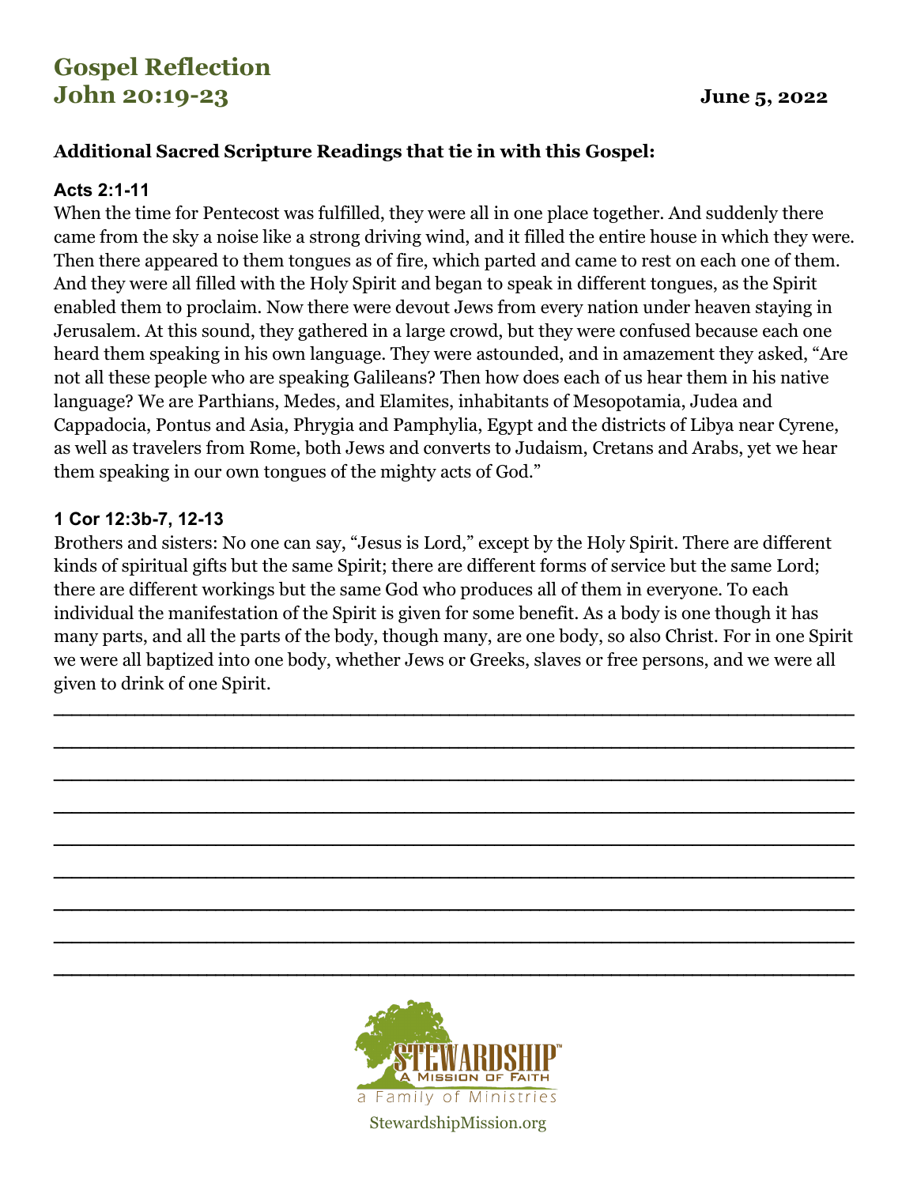# Gospel Reflection
# John 20:19-23

**June 5, 2022**

**Additional Sacred Scripture Readings that tie in with this Gospel:**

**Acts 2:1-11**

When the time for Pentecost was fulfilled, they were all in one place together. And suddenly there came from the sky a noise like a strong driving wind, and it filled the entire house in which they were. Then there appeared to them tongues as of fire, which parted and came to rest on each one of them. And they were all filled with the Holy Spirit and began to speak in different tongues, as the Spirit enabled them to proclaim. Now there were devout Jews from every nation under heaven staying in Jerusalem. At this sound, they gathered in a large crowd, but they were confused because each one heard them speaking in his own language. They were astounded, and in amazement they asked, "Are not all these people who are speaking Galileans? Then how does each of us hear them in his native language? We are Parthians, Medes, and Elamites, inhabitants of Mesopotamia, Judea and Cappadocia, Pontus and Asia, Phrygia and Pamphylia, Egypt and the districts of Libya near Cyrene, as well as travelers from Rome, both Jews and converts to Judaism, Cretans and Arabs, yet we hear them speaking in our own tongues of the mighty acts of God."

**1 Cor 12:3b-7, 12-13**

Brothers and sisters: No one can say, "Jesus is Lord," except by the Holy Spirit. There are different kinds of spiritual gifts but the same Spirit; there are different forms of service but the same Lord; there are different workings but the same God who produces all of them in everyone. To each individual the manifestation of the Spirit is given for some benefit. As a body is one though it has many parts, and all the parts of the body, though many, are one body, so also Christ. For in one Spirit we were all baptized into one body, whether Jews or Greeks, slaves or free persons, and we were all given to drink of one Spirit.

___________________________________________________________________________

___________________________________________________________________________

___________________________________________________________________________

___________________________________________________________________________

___________________________________________________________________________

___________________________________________________________________________

___________________________________________________________________________

___________________________________________________________________________

___________________________________________________________________________

STEWARDSHIP™
A Mission of Faith
a Family of Ministries

StewardshipMission.org